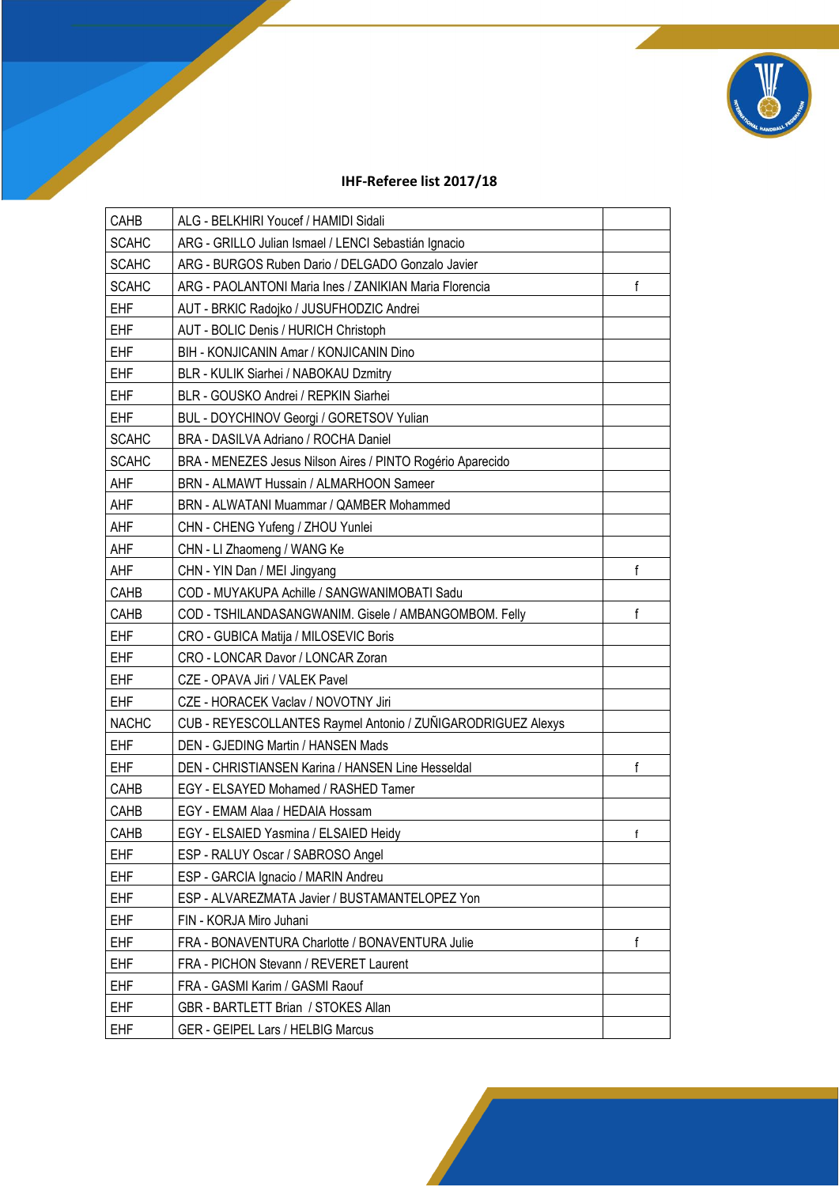## IHF-Referee list 2017/18

| | | |
|---|---|---|
| CAHB | ALG - BELKHIRI Youcef / HAMIDI Sidali | |
| SCAHC | ARG - GRILLO Julian Ismael / LENCI Sebastián Ignacio | |
| SCAHC | ARG - BURGOS Ruben Dario / DELGADO Gonzalo Javier | |
| SCAHC | ARG - PAOLANTONI Maria Ines / ZANIKIAN Maria Florencia | f |
| EHF | AUT - BRKIC Radojko / JUSUFHODZIC Andrei | |
| EHF | AUT - BOLIC Denis / HURICH Christoph | |
| EHF | BIH - KONJICANIN Amar / KONJICANIN Dino | |
| EHF | BLR - KULIK Siarhei / NABOKAU Dzmitry | |
| EHF | BLR - GOUSKO Andrei / REPKIN Siarhei | |
| EHF | BUL - DOYCHINOV Georgi / GORETSOV Yulian | |
| SCAHC | BRA - DASILVA Adriano / ROCHA Daniel | |
| SCAHC | BRA - MENEZES Jesus Nilson Aires / PINTO Rogério Aparecido | |
| AHF | BRN - ALMAWT Hussain / ALMARHOON Sameer | |
| AHF | BRN - ALWATANI Muammar / QAMBER Mohammed | |
| AHF | CHN - CHENG Yufeng / ZHOU Yunlei | |
| AHF | CHN - LI Zhaomeng / WANG Ke | |
| AHF | CHN - YIN Dan / MEI Jingyang | f |
| CAHB | COD - MUYAKUPA Achille / SANGWANIMOBATI Sadu | |
| CAHB | COD - TSHILANDASANGWANIM. Gisele / AMBANGOMBOM. Felly | f |
| EHF | CRO - GUBICA Matija / MILOSEVIC Boris | |
| EHF | CRO - LONCAR Davor / LONCAR Zoran | |
| EHF | CZE - OPAVA Jiri / VALEK Pavel | |
| EHF | CZE - HORACEK Vaclav / NOVOTNY Jiri | |
| NACHC | CUB - REYESCOLLANTES Raymel Antonio / ZUÑIGARODRIGUEZ Alexys | |
| EHF | DEN - GJEDING Martin / HANSEN Mads | |
| EHF | DEN - CHRISTIANSEN Karina / HANSEN Line Hesseldal | f |
| CAHB | EGY - ELSAYED Mohamed / RASHED Tamer | |
| CAHB | EGY - EMAM Alaa / HEDAIA Hossam | |
| CAHB | EGY - ELSAIED Yasmina / ELSAIED Heidy | f |
| EHF | ESP - RALUY Oscar / SABROSO Angel | |
| EHF | ESP - GARCIA Ignacio / MARIN Andreu | |
| EHF | ESP - ALVAREZMATA Javier / BUSTAMANTELOPEZ Yon | |
| EHF | FIN - KORJA Miro Juhani | |
| EHF | FRA - BONAVENTURA Charlotte / BONAVENTURA Julie | f |
| EHF | FRA - PICHON Stevann / REVERET Laurent | |
| EHF | FRA - GASMI Karim / GASMI Raouf | |
| EHF | GBR - BARTLETT Brian / STOKES Allan | |
| EHF | GER - GEIPEL Lars / HELBIG Marcus | |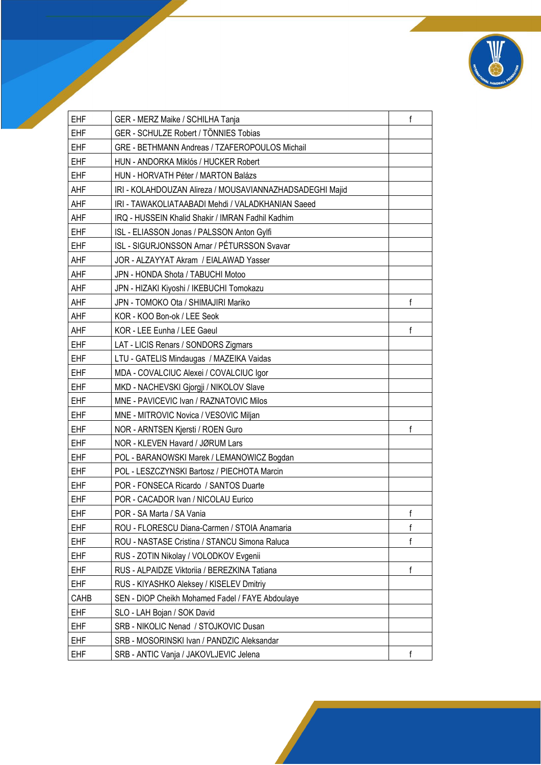| | | |
|---|---|---|
| EHF | GER - MERZ Maike / SCHILHA Tanja | f |
| EHF | GER - SCHULZE Robert / TÖNNIES Tobias | |
| EHF | GRE - BETHMANN Andreas / TZAFEROPOULOS Michail | |
| EHF | HUN - ANDORKA Miklós / HUCKER Robert | |
| EHF | HUN - HORVATH Péter / MARTON Balázs | |
| AHF | IRI - KOLAHDOUZAN Alireza / MOUSAVIANNAZHADSADEGHI Majid | |
| AHF | IRI - TAWAKOLIATAABADI Mehdi / VALADKHANIAN Saeed | |
| AHF | IRQ - HUSSEIN Khalid Shakir / IMRAN Fadhil Kadhim | |
| EHF | ISL - ELIASSON Jonas / PALSSON Anton Gylfi | |
| EHF | ISL - SIGURJONSSON Arnar / PÉTURSSON Svavar | |
| AHF | JOR - ALZAYYAT Akram / EIALAWAD Yasser | |
| AHF | JPN - HONDA Shota / TABUCHI Motoo | |
| AHF | JPN - HIZAKI Kiyoshi / IKEBUCHI Tomokazu | |
| AHF | JPN - TOMOKO Ota / SHIMAJIRI Mariko | f |
| AHF | KOR - KOO Bon-ok / LEE Seok | |
| AHF | KOR - LEE Eunha / LEE Gaeul | f |
| EHF | LAT - LICIS Renars / SONDORS Zigmars | |
| EHF | LTU - GATELIS Mindaugas / MAZEIKA Vaidas | |
| EHF | MDA - COVALCIUC Alexei / COVALCIUC Igor | |
| EHF | MKD - NACHEVSKI Gjorgji / NIKOLOV Slave | |
| EHF | MNE - PAVICEVIC Ivan / RAZNATOVIC Milos | |
| EHF | MNE - MITROVIC Novica / VESOVIC Miljan | |
| EHF | NOR - ARNTSEN Kjersti / ROEN Guro | f |
| EHF | NOR - KLEVEN Havard / JØRUM Lars | |
| EHF | POL - BARANOWSKI Marek / LEMANOWICZ Bogdan | |
| EHF | POL - LESZCZYNSKI Bartosz / PIECHOTA Marcin | |
| EHF | POR - FONSECA Ricardo / SANTOS Duarte | |
| EHF | POR - CACADOR Ivan / NICOLAU Eurico | |
| EHF | POR - SA Marta / SA Vania | f |
| EHF | ROU - FLORESCU Diana-Carmen / STOIA Anamaria | f |
| EHF | ROU - NASTASE Cristina / STANCU Simona Raluca | f |
| EHF | RUS - ZOTIN Nikolay / VOLODKOV Evgenii | |
| EHF | RUS - ALPAIDZE Viktoriia / BEREZKINA Tatiana | f |
| EHF | RUS - KIYASHKO Aleksey / KISELEV Dmitriy | |
| CAHB | SEN - DIOP Cheikh Mohamed Fadel / FAYE Abdoulaye | |
| EHF | SLO - LAH Bojan / SOK David | |
| EHF | SRB - NIKOLIC Nenad / STOJKOVIC Dusan | |
| EHF | SRB - MOSORINSKI Ivan / PANDZIC Aleksandar | |
| EHF | SRB - ANTIC Vanja / JAKOVLJEVIC Jelena | f |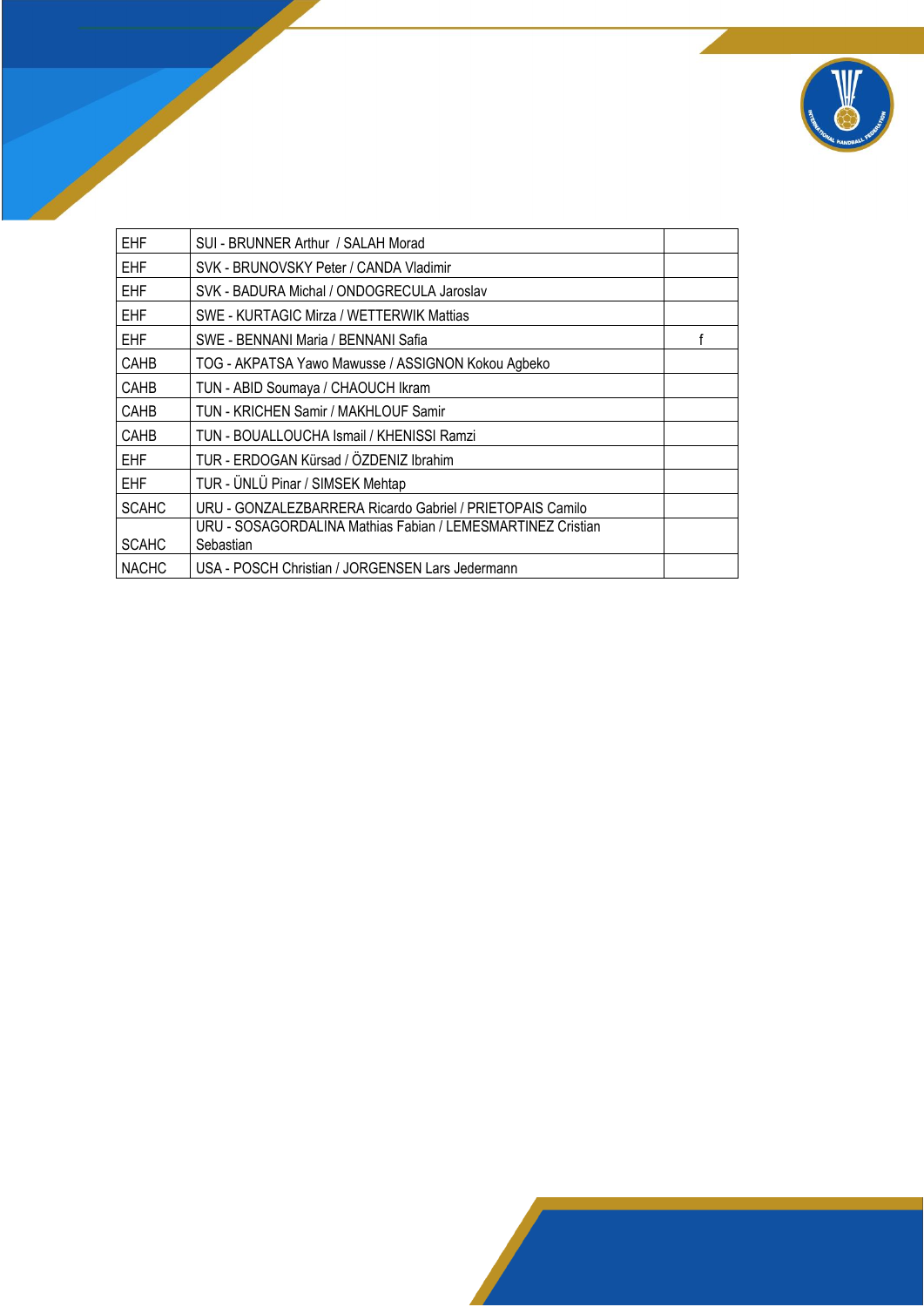| | | |
|---|---|---|
| EHF | SUI - BRUNNER Arthur / SALAH Morad | |
| EHF | SVK - BRUNOVSKY Peter / CANDA Vladimir | |
| EHF | SVK - BADURA Michal / ONDOGRECULA Jaroslav | |
| EHF | SWE - KURTAGIC Mirza / WETTERWIK Mattias | |
| EHF | SWE - BENNANI Maria / BENNANI Safia | f |
| CAHB | TOG - AKPATSA Yawo Mawusse / ASSIGNON Kokou Agbeko | |
| CAHB | TUN - ABID Soumaya / CHAOUCH Ikram | |
| CAHB | TUN - KRICHEN Samir / MAKHLOUF Samir | |
| CAHB | TUN - BOUALLOUCHA Ismail / KHENISSI Ramzi | |
| EHF | TUR - ERDOGAN Kürsad / ÖZDENIZ Ibrahim | |
| EHF | TUR - ÜNLÜ Pinar / SIMSEK Mehtap | |
| SCAHC | URU - GONZALEZBARRERA Ricardo Gabriel / PRIETOPAIS Camilo | |
| SCAHC | URU - SOSAGORDALINA Mathias Fabian / LEMESMARTINEZ Cristian Sebastian | |
| NACHC | USA - POSCH Christian / JORGENSEN Lars Jedermann | |